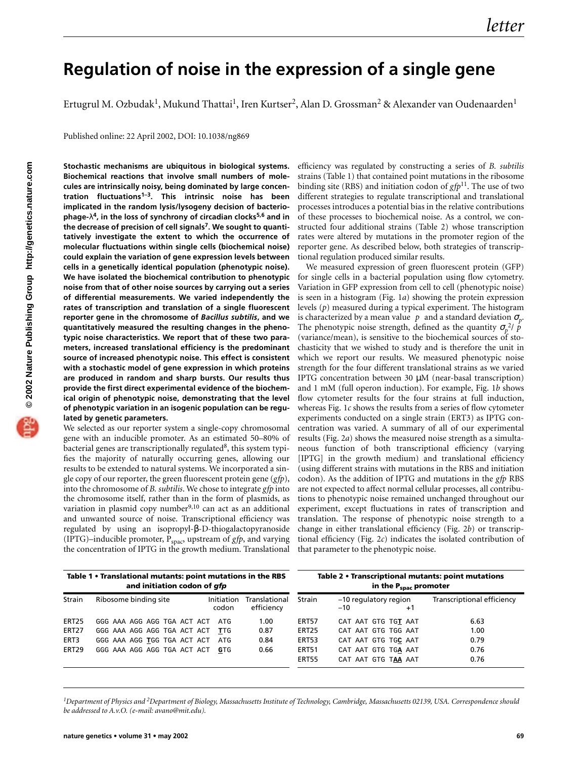# Regulation of noise in the expression of a single gene

Ertugrul M. Ozbudak[1], Mukund Thattai[1], Iren Kurtser[2], Alan D. Grossman[2] & Alexander van Oudenaarden[1]

Published online: 22 April 2002, DOI: 10.1038/ng869

**Stochastic mechanisms are ubiquitous in biological systems. Biochemical reactions that involve small numbers of molecules are intrinsically noisy, being dominated by large concentration fluctuations[1–3]. This intrinsic noise has been implicated in the random lysis/lysogeny decision of bacteriophage-λ[4], in the loss of synchrony of circadian clocks[5,6] and in the decrease of precision of cell signals[7]. We sought to quantitatively investigate the extent to which the occurrence of molecular fluctuations within single cells (biochemical noise) could explain the variation of gene expression levels between cells in a genetically identical population (phenotypic noise). We have isolated the biochemical contribution to phenotypic noise from that of other noise sources by carrying out a series of differential measurements. We varied independently the rates of transcription and translation of a single fluorescent reporter gene in the chromosome of *Bacillus subtilis*, and we quantitatively measured the resulting changes in the phenotypic noise characteristics. We report that of these two parameters, increased translational efficiency is the predominant source of increased phenotypic noise. This effect is consistent with a stochastic model of gene expression in which proteins are produced in random and sharp bursts. Our results thus provide the first direct experimental evidence of the biochemical origin of phenotypic noise, demonstrating that the level of phenotypic variation in an isogenic population can be regulated by genetic parameters.**

We selected as our reporter system a single-copy chromosomal gene with an inducible promoter. As an estimated 50–80% of bacterial genes are transcriptionally regulated[8], this system typifies the majority of naturally occurring genes, allowing our results to be extended to natural systems. We incorporated a single copy of our reporter, the green fluorescent protein gene (*gfp*), into the chromosome of *B. subtilis*. We chose to integrate *gfp* into the chromosome itself, rather than in the form of plasmids, as variation in plasmid copy number[9,10] can act as an additional and unwanted source of noise. Transcriptional efficiency was regulated by using an isopropyl-β-D-thiogalactopyranoside (IPTG)–inducible promoter, $P_{spac}$, upstream of *gfp*, and varying the concentration of IPTG in the growth medium. Translational efficiency was regulated by constructing a series of *B. subtilis* strains (Table 1) that contained point mutations in the ribosome binding site (RBS) and initiation codon of *gfp*[11]. The use of two different strategies to regulate transcriptional and translational processes introduces a potential bias in the relative contributions of these processes to biochemical noise. As a control, we constructed four additional strains (Table 2) whose transcription rates were altered by mutations in the promoter region of the reporter gene. As described below, both strategies of transcriptional regulation produced similar results.

We measured expression of green fluorescent protein (GFP) for single cells in a bacterial population using flow cytometry. Variation in GFP expression from cell to cell (phenotypic noise) is seen in a histogram (Fig. 1*a*) showing the protein expression levels ($p$) measured during a typical experiment. The histogram is characterized by a mean value $\langle p \rangle$ and a standard deviation $\sigma_p$. The phenotypic noise strength, defined as the quantity $\sigma_p^2/\langle p \rangle$ (variance/mean), is sensitive to the biochemical sources of stochasticity that we wished to study and is therefore the unit in which we report our results. We measured phenotypic noise strength for the four different translational strains as we varied IPTG concentration between 30 μM (near-basal transcription) and 1 mM (full operon induction). For example, Fig. 1*b* shows flow cytometer results for the four strains at full induction, whereas Fig. 1*c* shows the results from a series of flow cytometer experiments conducted on a single strain (ERT3) as IPTG concentration was varied. A summary of all of our experimental results (Fig. 2*a*) shows the measured noise strength as a simultaneous function of both transcriptional efficiency (varying [IPTG] in the growth medium) and translational efficiency (using different strains with mutations in the RBS and initiation codon). As the addition of IPTG and mutations in the *gfp* RBS are not expected to affect normal cellular processes, all contributions to phenotypic noise remained unchanged throughout our experiment, except fluctuations in rates of transcription and translation. The response of phenotypic noise strength to a change in either translational efficiency (Fig. 2*b*) or transcriptional efficiency (Fig. 2*c*) indicates the isolated contribution of that parameter to the phenotypic noise.

**Table 1 • Translational mutants: point mutations in the RBS and initiation codon of *gfp***

| Strain | Ribosome binding site | Initiation codon | Translational efficiency |
|---|---|---|---|
| ERT25 | GGG AAA AGG AGG TGA ACT ACT | ATG | 1.00 |
| ERT27 | GGG AAA AGG AGG TGA ACT ACT | **T**TG | 0.87 |
| ERT3 | GGG AAA AGG **T**GG TGA ACT ACT | ATG | 0.84 |
| ERT29 | GGG AAA AGG AGG TGA ACT ACT | **G**TG | 0.66 |

**Table 2 • Transcriptional mutants: point mutations in the $P_{spac}$ promoter**

| Strain | –10 regulatory region (–10 … +1) | Transcriptional efficiency |
|---|---|---|
| ERT57 | CAT AAT GTG TG**T** AAT | 6.63 |
| ERT25 | CAT AAT GTG TGG AAT | 1.00 |
| ERT53 | CAT AAT GTG TG**C** AAT | 0.79 |
| ERT51 | CAT AAT GTG TG**A** AAT | 0.76 |
| ERT55 | CAT AAT GTG T**AA** AAT | 0.76 |

[1]Department of Physics and [2]Department of Biology, Massachusetts Institute of Technology, Cambridge, Massachusetts 02139, USA. Correspondence should be addressed to A.v.O. (e-mail: avano@mit.edu).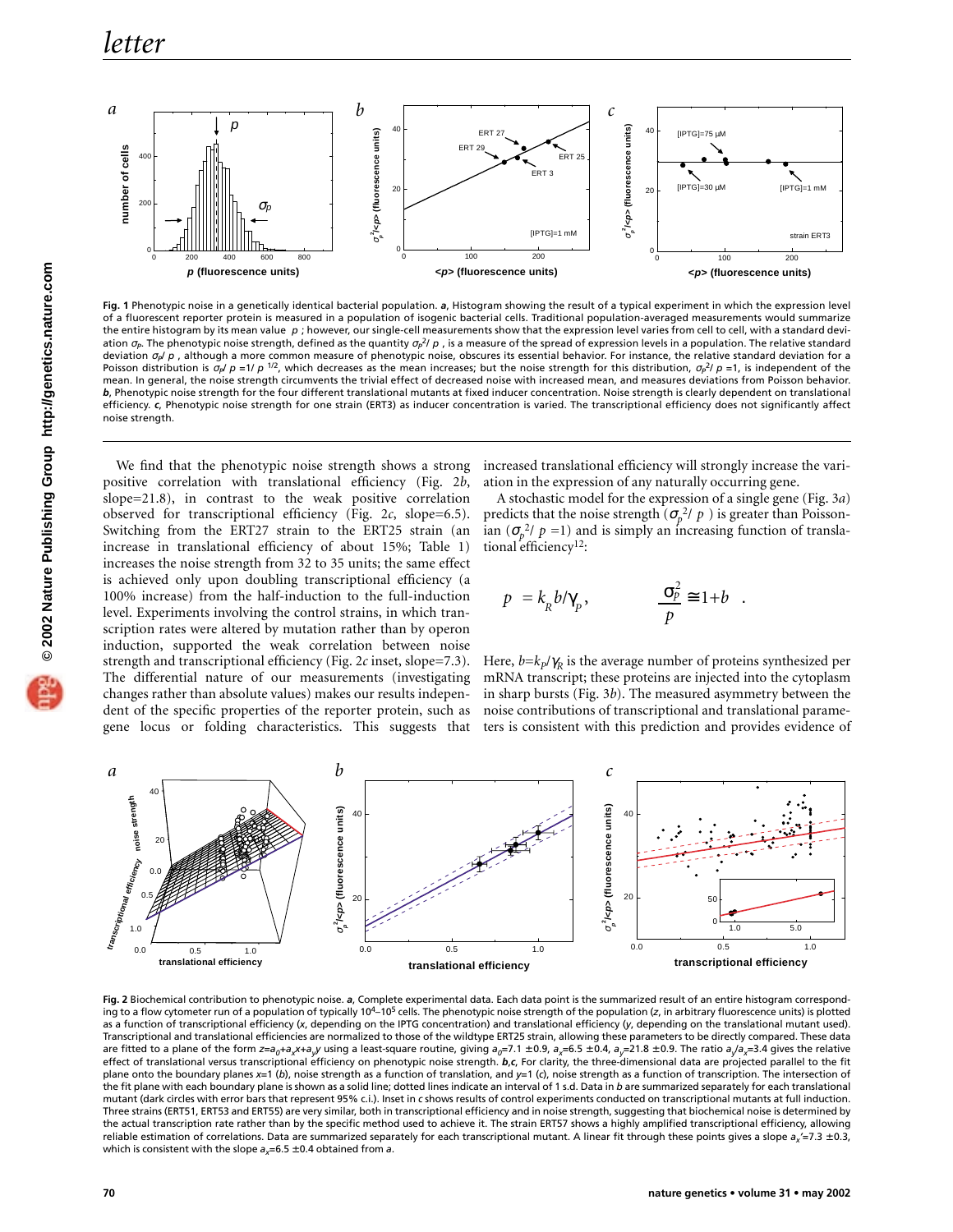Fig. 1 Phenotypic noise in a genetically identical bacterial population. ***a***, Histogram showing the result of a typical experiment in which the expression level of a fluorescent reporter protein is measured in a population of isogenic bacterial cells. Traditional population-averaged measurements would summarize the entire histogram by its mean value $\langle p \rangle$; however, our single-cell measurements show that the expression level varies from cell to cell, with a standard deviation $\sigma_p$. The phenotypic noise strength, defined as the quantity $\sigma_p^2/\langle p \rangle$, is a measure of the spread of expression levels in a population. The relative standard deviation $\sigma_p/\langle p \rangle$, although a more common measure of phenotypic noise, obscures its essential behavior. For instance, the relative standard deviation for a Poisson distribution is $\sigma_p/\langle p \rangle = 1/\langle p \rangle^{1/2}$, which decreases as the mean increases; but the noise strength for this distribution, $\sigma_p^2/\langle p \rangle = 1$, is independent of the mean. In general, the noise strength circumvents the trivial effect of decreased noise with increased mean, and measures deviations from Poisson behavior. ***b***, Phenotypic noise strength for the four different translational mutants at fixed inducer concentration. Noise strength is clearly dependent on translational efficiency. ***c***, Phenotypic noise strength for one strain (ERT3) as inducer concentration is varied. The transcriptional efficiency does not significantly affect noise strength.

We find that the phenotypic noise strength shows a strong positive correlation with translational efficiency (Fig. 2*b*, slope=21.8), in contrast to the weak positive correlation observed for transcriptional efficiency (Fig. 2*c*, slope=6.5). Switching from the ERT27 strain to the ERT25 strain (an increase in translational efficiency of about 15%; Table 1) increases the noise strength from 32 to 35 units; the same effect is achieved only upon doubling transcriptional efficiency (a 100% increase) from the half-induction to the full-induction level. Experiments involving the control strains, in which transcription rates were altered by mutation rather than by operon induction, supported the weak correlation between noise strength and transcriptional efficiency (Fig. 2*c* inset, slope=7.3). The differential nature of our measurements (investigating changes rather than absolute values) makes our results independent of the specific properties of the reporter protein, such as gene locus or folding characteristics. This suggests that increased translational efficiency will strongly increase the variation in the expression of any naturally occurring gene.

A stochastic model for the expression of a single gene (Fig. 3*a*) predicts that the noise strength ($\sigma_p^2/\langle p \rangle$) is greater than Poissonian ($\sigma_p^2/\langle p \rangle=1$) and is simply an increasing function of translational efficiency[12]:

$$\langle p \rangle = k_R b/\gamma_p, \qquad \frac{\sigma_p^2}{\langle p \rangle} \cong 1+b \quad .$$

Here, $b=k_P/\gamma_R$ is the average number of proteins synthesized per mRNA transcript; these proteins are injected into the cytoplasm in sharp bursts (Fig. 3*b*). The measured asymmetry between the noise contributions of transcriptional and translational parameters is consistent with this prediction and provides evidence of

Fig. 2 Biochemical contribution to phenotypic noise. ***a***, Complete experimental data. Each data point is the summarized result of an entire histogram corresponding to a flow cytometer run of a population of typically $10^4$–$10^5$ cells. The phenotypic noise strength of the population (*z*, in arbitrary fluorescence units) is plotted as a function of transcriptional efficiency (*x*, depending on the IPTG concentration) and translational efficiency (*y*, depending on the translational mutant used). Transcriptional and translational efficiencies are normalized to those of the wildtype ERT25 strain, allowing these parameters to be directly compared. These data are fitted to a plane of the form $z=a_0+a_x x+a_y y$ using a least-square routine, giving $a_0$=7.1 ±0.9, $a_x$=6.5 ±0.4, $a_y$=21.8 ±0.9. The ratio $a_y/a_x$=3.4 gives the relative effect of translational versus transcriptional efficiency on phenotypic noise strength. ***b***,***c***, For clarity, the three-dimensional data are projected parallel to the fit plane onto the boundary planes *x*=1 (***b***), noise strength as a function of translation, and *y*=1 (***c***), noise strength as a function of transcription. The intersection of the fit plane with each boundary plane is shown as a solid line; dotted lines indicate an interval of 1 s.d. Data in ***b*** are summarized separately for each translational mutant (dark circles with error bars that represent 95% c.i.). Inset in ***c*** shows results of control experiments conducted on transcriptional mutants at full induction. Three strains (ERT51, ERT53 and ERT55) are very similar, both in transcriptional efficiency and in noise strength, suggesting that biochemical noise is determined by the actual transcription rate rather than by the specific method used to achieve it. The strain ERT57 shows a highly amplified transcriptional efficiency, allowing reliable estimation of correlations. Data are summarized separately for each transcriptional mutant. A linear fit through these points gives a slope $a_x'$=7.3 ±0.3, which is consistent with the slope $a_x$=6.5 ±0.4 obtained from ***a***.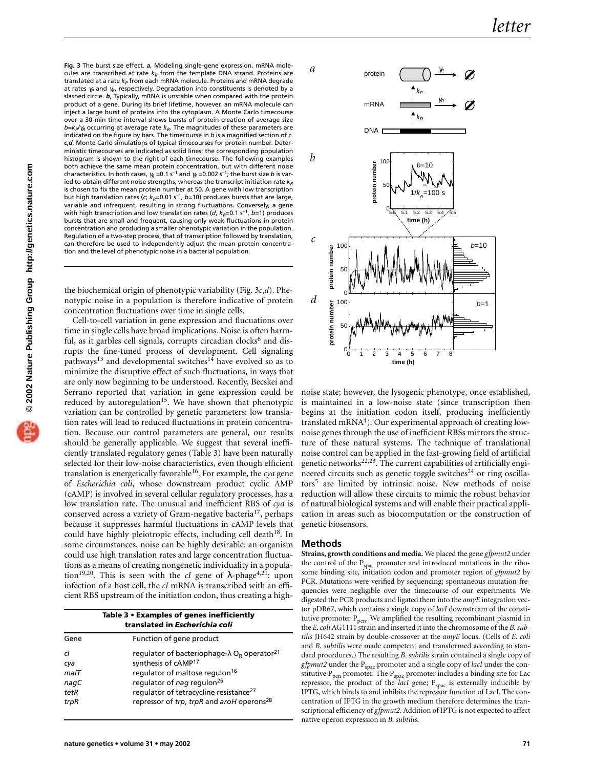**Fig. 3** The burst size effect. ***a***, Modeling single-gene expression. mRNA molecules are transcribed at rate $k_R$ from the template DNA strand. Proteins are translated at a rate $k_P$ from each mRNA molecule. Proteins and mRNA degrade at rates $\gamma_P$ and $\gamma_R$, respectively. Degradation into constituents is denoted by a slashed circle. ***b***, Typically, mRNA is unstable when compared with the protein product of a gene. During its brief lifetime, however, an mRNA molecule can inject a large burst of proteins into the cytoplasm. A Monte Carlo timecourse over a 30 min time interval shows bursts of protein creation of average size $b=k_P/\gamma_R$ occurring at average rate $k_R$. The magnitudes of these parameters are indicated on the figure by bars. The timecourse in *b* is a magnified section of *c*. ***c***,***d***, Monte Carlo simulations of typical timecourses for protein number. Deterministic timecourses are indicated as solid lines; the corresponding population histogram is shown to the right of each timecourse. The following examples both achieve the same mean protein concentration, but with different noise characteristics. In both cases, $\gamma_R=0.1$ s$^{-1}$ and $\gamma_P=0.002$ s$^{-1}$; the burst size *b* is varied to obtain different noise strengths, whereas the transcript initiation rate $k_R$ is chosen to fix the mean protein number at 50. A gene with low transcription but high translation rates (*c*; $k_R=0.01$ s$^{-1}$, $b=10$) produces bursts that are large, variable and infrequent, resulting in strong fluctuations. Conversely, a gene with high transcription and low translation rates (*d*, $k_R=0.1$ s$^{-1}$, $b=1$) produces bursts that are small and frequent, causing only weak fluctuations in protein concentration and producing a smaller phenotypic variation in the population. Regulation of a two-step process, that of transcription followed by translation, can therefore be used to independently adjust the mean protein concentration and the level of phenotypic noise in a bacterial population.

the biochemical origin of phenotypic variability (Fig. 3*c*,*d*). Phenotypic noise in a population is therefore indicative of protein concentration fluctuations over time in single cells.

Cell-to-cell variation in gene expression and flucuations over time in single cells have broad implications. Noise is often harmful, as it garbles cell signals, corrupts circadian clocks[6] and disrupts the fine-tuned process of development. Cell signaling pathways[13] and developmental switches[14] have evolved so as to minimize the disruptive effect of such fluctuations, in ways that are only now beginning to be understood. Recently, Becskei and Serrano reported that variation in gene expression could be reduced by autoregulation[15]. We have shown that phenotypic variation can be controlled by genetic parameters: low translation rates will lead to reduced fluctuations in protein concentration. Because our control parameters are general, our results should be generally applicable. We suggest that several inefficiently translated regulatory genes (Table 3) have been naturally selected for their low-noise characteristics, even though efficient translation is energetically favorable[16]. For example, the *cya* gene of *Escherichia coli*, whose downstream product cyclic AMP (cAMP) is involved in several cellular regulatory processes, has a low translation rate. The unusual and inefficient RBS of *cya* is conserved across a variety of Gram-negative bacteria[17], perhaps because it suppresses harmful fluctuations in cAMP levels that could have highly pleiotropic effects, including cell death[18]. In some circumstances, noise can be highly desirable: an organism could use high translation rates and large concentration fluctuations as a means of creating nongenetic individuality in a population[19,20]. This is seen with the *cI* gene of λ-phage[4,21]: upon infection of a host cell, the *cI* mRNA is transcribed with an efficient RBS upstream of the initiation codon, thus creating a high-noise state; however, the lysogenic phenotype, once established, is maintained in a low-noise state (since transcription then begins at the initiation codon itself, producing inefficiently translated mRNA[4]). Our experimental approach of creating low-noise genes through the use of inefficient RBSs mirrors the structure of these natural systems. The technique of translational noise control can be applied in the fast-growing field of artificial genetic networks[22,23]. The current capabilities of artificially engineered circuits such as genetic toggle switches[24] or ring oscillators[5] are limited by intrinsic noise. New methods of noise reduction will allow these circuits to mimic the robust behavior of natural biological systems and will enable their practical application in areas such as biocomputation or the construction of genetic biosensors.

**Table 3 • Examples of genes inefficiently translated in *Escherichia coli***

| Gene | Function of gene product |
|---|---|
| *cI* | regulator of bacteriophage-λ $O_R$ operator[21] |
| *cya* | synthesis of cAMP[17] |
| *malT* | regulator of maltose regulon[16] |
| *nagC* | regulator of *nag* regulon[26] |
| *tetR* | regulator of tetracycline resistance[27] |
| *trpR* | repressor of *trp*, *trpR* and *aroH* operons[28] |

## Methods

**Strains, growth conditions and media.** We placed the gene *gfpmut2* under the control of the $P_{spac}$ promoter and introduced mutations in the ribosome binding site, initiation codon and promoter region of *gfpmut2* by PCR. Mutations were verified by sequencing; spontaneous mutation frequencies were negligible over the timecourse of our experiments. We digested the PCR products and ligated them into the *amyE* integration vector pDR67, which contains a single copy of *lacI* downstream of the constitutive promoter $P_{pen}$. We amplified the resulting recombinant plasmid in the *E. coli* AG1111 strain and inserted it into the chromosome of the *B. subtilis* JH642 strain by double-crossover at the *amyE* locus. (Cells of *E. coli* and *B. subtilis* were made competent and transformed according to standard procedures.) The resulting *B. subtilis* strain contained a single copy of *gfpmut2* under the $P_{spac}$ promoter and a single copy of *lacI* under the constitutive $P_{pen}$ promoter. The $P_{spac}$ promoter includes a binding site for Lac repressor, the product of the *lacI* gene; $P_{spac}$ is externally inducible by IPTG, which binds to and inhibits the repressor function of LacI. The concentration of IPTG in the growth medium therefore determines the transcriptional efficiency of *gfpmut2*. Addition of IPTG is not expected to affect native operon expression in *B. subtilis*.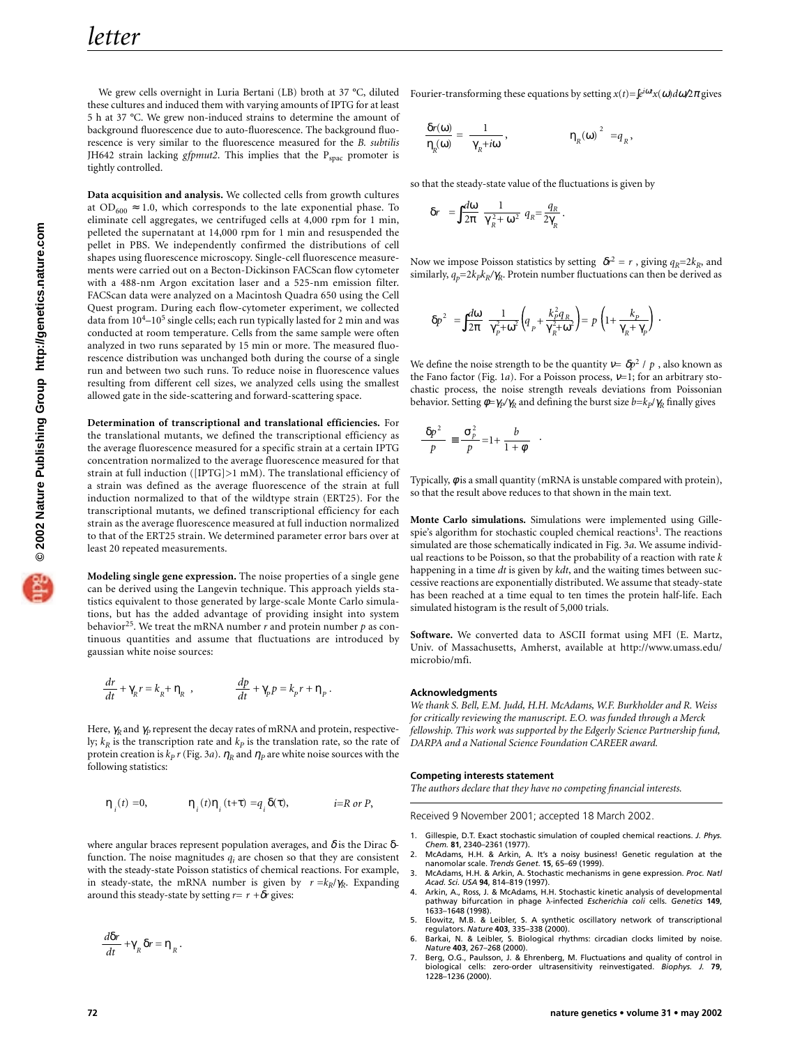We grew cells overnight in Luria Bertani (LB) broth at 37 °C, diluted these cultures and induced them with varying amounts of IPTG for at least 5 h at 37 °C. We grew non-induced strains to determine the amount of background fluorescence due to auto-fluorescence. The background fluorescence is very similar to the fluorescence measured for the *B. subtilis* JH642 strain lacking *gfpmut2*. This implies that the $P_{spac}$ promoter is tightly controlled.

**Data acquisition and analysis.** We collected cells from growth cultures at $OD_{600} \approx 1.0$, which corresponds to the late exponential phase. To eliminate cell aggregates, we centrifuged cells at 4,000 rpm for 1 min, pelleted the supernatant at 14,000 rpm for 1 min and resuspended the pellet in PBS. We independently confirmed the distributions of cell shapes using fluorescence microscopy. Single-cell fluorescence measurements were carried out on a Becton-Dickinson FACScan flow cytometer with a 488-nm Argon excitation laser and a 525-nm emission filter. FACScan data were analyzed on a Macintosh Quadra 650 using the Cell Quest program. During each flow-cytometer experiment, we collected data from $10^4$–$10^5$ single cells; each run typically lasted for 2 min and was conducted at room temperature. Cells from the same sample were often analyzed in two runs separated by 15 min or more. The measured fluorescence distribution was unchanged both during the course of a single run and between two such runs. To reduce noise in fluorescence values resulting from different cell sizes, we analyzed cells using the smallest allowed gate in the side-scattering and forward-scattering space.

**Determination of transcriptional and translational efficiencies.** For the translational mutants, we defined the transcriptional efficiency as the average fluorescence measured for a specific strain at a certain IPTG concentration normalized to the average fluorescence measured for that strain at full induction ([IPTG]>1 mM). The translational efficiency of a strain was defined as the average fluorescence of the strain at full induction normalized to that of the wildtype strain (ERT25). For the transcriptional mutants, we defined transcriptional efficiency for each strain as the average fluorescence measured at full induction normalized to that of the ERT25 strain. We determined parameter error bars over at least 20 repeated measurements.

**Modeling single gene expression.** The noise properties of a single gene can be derived using the Langevin technique. This approach yields statistics equivalent to those generated by large-scale Monte Carlo simulations, but has the added advantage of providing insight into system behavior[25]. We treat the mRNA number $r$ and protein number $p$ as continuous quantities and assume that fluctuations are introduced by gaussian white noise sources:

$$\frac{dr}{dt} + \gamma_R r = k_R + \eta_R \ , \qquad \frac{dp}{dt} + \gamma_P p = k_P r + \eta_P \, .$$

Here, $\gamma_R$ and $\gamma_P$ represent the decay rates of mRNA and protein, respectively; $k_R$ is the transcription rate and $k_P$ is the translation rate, so the rate of protein creation is $k_P r$ (Fig. 3*a*). $\eta_R$ and $\eta_P$ are white noise sources with the following statistics:

$$\langle \eta_i(t) \rangle = 0, \qquad \langle \eta_i(t)\eta_i(t+\tau) \rangle = q_i \delta(\tau), \qquad i = R \ or \ P,$$

where angular braces represent population averages, and $\delta$ is the Dirac $\delta$-function. The noise magnitudes $q_i$ are chosen so that they are consistent with the steady-state Poisson statistics of chemical reactions. For example, in steady-state, the mRNA number is given by $\langle r \rangle = k_R/\gamma_R$. Expanding around this steady-state by setting $r = \langle r \rangle + \delta r$ gives:

$$\frac{d\delta r}{dt} + \gamma_R \delta r = \eta_R \, .$$

Fourier-transforming these equations by setting $x(t) = \int e^{i\omega t} x(\omega) d\omega / 2\pi$ gives

$$\frac{\delta r(\omega)}{\eta_R(\omega)} = \frac{1}{\gamma_R + i\omega} , \qquad \langle |\eta_R(\omega)|^2 \rangle = q_R \, ,$$

so that the steady-state value of the fluctuations is given by

$$\langle \delta r^2 \rangle = \int \frac{d\omega}{2\pi} \frac{1}{\gamma_R^2 + \omega^2} q_R = \frac{q_R}{2\gamma_R} \, .$$

Now we impose Poisson statistics by setting $\langle \delta r^2 \rangle = \langle r \rangle$, giving $q_R = 2k_R$, and similarly, $q_P = 2k_P k_R/\gamma_R$. Protein number fluctuations can then be derived as

$$\langle \delta p^2 \rangle = \int \frac{d\omega}{2\pi} \frac{1}{\gamma_P^2 + \omega^2} \left( q_P + \frac{k_P^2 q_R}{\gamma_R^2 + \omega^2} \right) = \langle p \rangle \left( 1 + \frac{k_P}{\gamma_R + \gamma_P} \right) \, .$$

We define the noise strength to be the quantity $\nu = \langle \delta p^2 \rangle / \langle p \rangle$, also known as the Fano factor (Fig. 1*a*). For a Poisson process, $\nu$=1; for an arbitrary stochastic process, the noise strength reveals deviations from Poissonian behavior. Setting $\phi = \gamma_P/\gamma_R$ and defining the burst size $b = k_P/\gamma_R$ finally gives

$$\frac{\langle \delta p^2 \rangle}{\langle p \rangle} \equiv \frac{\sigma_p^2}{\langle p \rangle} = 1 + \frac{b}{1+\phi} \, .$$

Typically, $\phi$ is a small quantity (mRNA is unstable compared with protein), so that the result above reduces to that shown in the main text.

**Monte Carlo simulations.** Simulations were implemented using Gillespie's algorithm for stochastic coupled chemical reactions[1]. The reactions simulated are those schematically indicated in Fig. 3*a*. We assume individual reactions to be Poisson, so that the probability of a reaction with rate $k$ happening in a time $dt$ is given by $kdt$, and the waiting times between successive reactions are exponentially distributed. We assume that steady-state has been reached at a time equal to ten times the protein half-life. Each simulated histogram is the result of 5,000 trials.

**Software.** We converted data to ASCII format using MFI (E. Martz, Univ. of Massachusetts, Amherst, available at http://www.umass.edu/microbio/mfi.

### Acknowledgments

*We thank S. Bell, E.M. Judd, H.H. McAdams, W.F. Burkholder and R. Weiss for critically reviewing the manuscript. E.O. was funded through a Merck fellowship. This work was supported by the Edgerly Science Partnership fund, DARPA and a National Science Foundation CAREER award.*

### Competing interests statement

*The authors declare that they have no competing financial interests.*

Received 9 November 2001; accepted 18 March 2002.

1. Gillespie, D.T. Exact stochastic simulation of coupled chemical reactions. *J. Phys. Chem.* **81**, 2340–2361 (1977).
2. McAdams, H.H. & Arkin, A. It's a noisy business! Genetic regulation at the nanomolar scale. *Trends Genet.* **15**, 65–69 (1999).
3. McAdams, H.H. & Arkin, A. Stochastic mechanisms in gene expression. *Proc. Natl Acad. Sci. USA* **94**, 814–819 (1997).
4. Arkin, A., Ross, J. & McAdams, H.H. Stochastic kinetic analysis of developmental pathway bifurcation in phage λ-infected *Escherichia coli* cells. *Genetics* **149**, 1633–1648 (1998).
5. Elowitz, M.B. & Leibler, S. A synthetic oscillatory network of transcriptional regulators. *Nature* **403**, 335–338 (2000).
6. Barkai, N. & Leibler, S. Biological rhythms: circadian clocks limited by noise. *Nature* **403**, 267–268 (2000).
7. Berg, O.G., Paulsson, J. & Ehrenberg, M. Fluctuations and quality of control in biological cells: zero-order ultrasensitivity reinvestigated. *Biophys. J.* **79**, 1228–1236 (2000).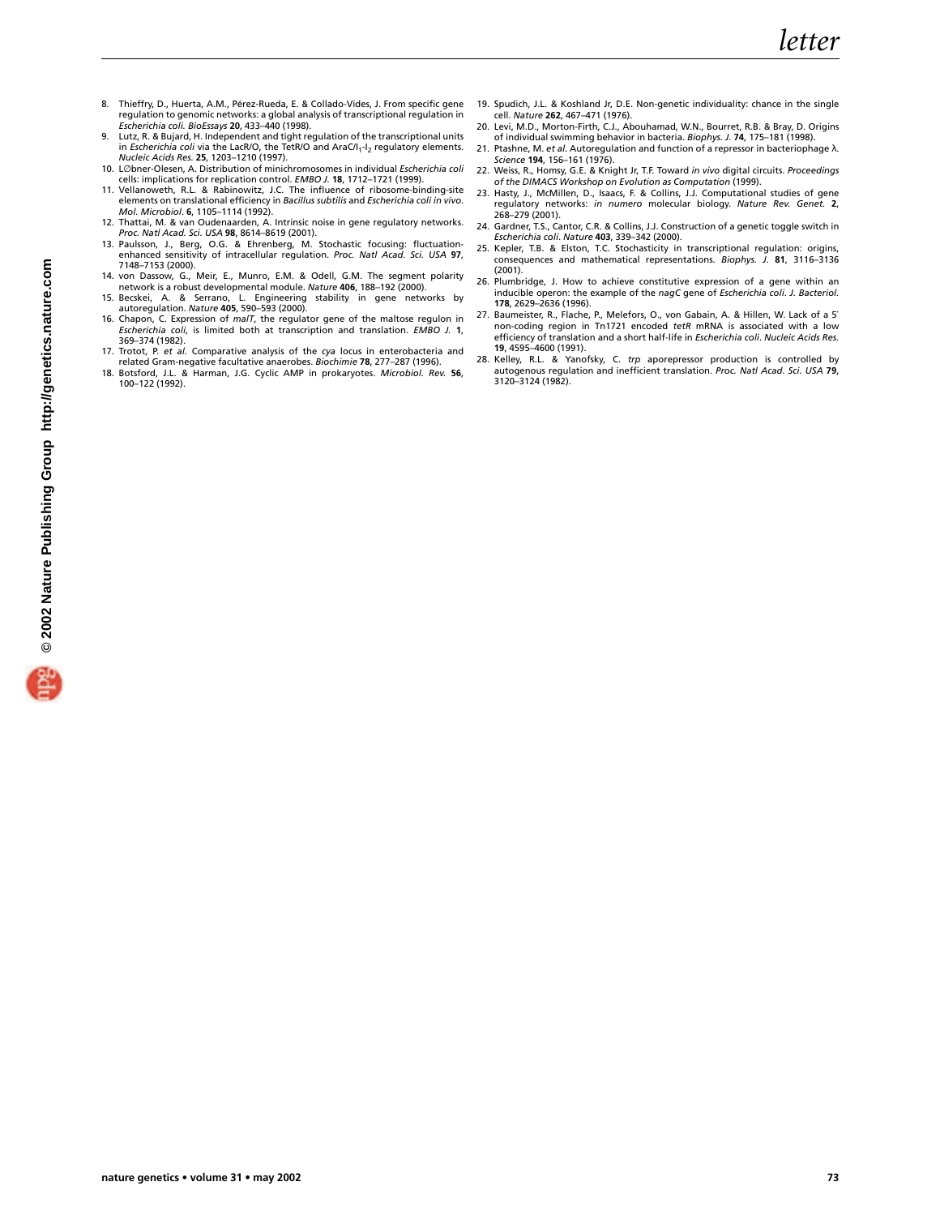8. Thieffry, D., Huerta, A.M., Pérez-Rueda, E. & Collado-Vides, J. From specific gene regulation to genomic networks: a global analysis of transcriptional regulation in *Escherichia coli*. *BioEssays* **20**, 433–440 (1998).
9. Lutz, R. & Bujard, H. Independent and tight regulation of the transcriptional units in *Escherichia coli* via the LacR/O, the TetR/O and AraC/$I_1$-$I_2$ regulatory elements. *Nucleic Acids Res.* **25**, 1203–1210 (1997).
10. LØbner-Olesen, A. Distribution of minichromosomes in individual *Escherichia coli* cells: implications for replication control. *EMBO J.* **18**, 1712–1721 (1999).
11. Vellanoweth, R.L. & Rabinowitz, J.C. The influence of ribosome-binding-site elements on translational efficiency in *Bacillus subtilis* and *Escherichia coli in vivo*. *Mol. Microbiol*. **6**, 1105–1114 (1992).
12. Thattai, M. & van Oudenaarden, A. Intrinsic noise in gene regulatory networks. *Proc. Natl Acad. Sci. USA* **98**, 8614–8619 (2001).
13. Paulsson, J., Berg, O.G. & Ehrenberg, M. Stochastic focusing: fluctuation-enhanced sensitivity of intracellular regulation. *Proc. Natl Acad. Sci. USA* **97**, 7148–7153 (2000).
14. von Dassow, G., Meir, E., Munro, E.M. & Odell, G.M. The segment polarity network is a robust developmental module. *Nature* **406**, 188–192 (2000).
15. Becskei, A. & Serrano, L. Engineering stability in gene networks by autoregulation. *Nature* **405**, 590–593 (2000).
16. Chapon, C. Expression of *malT*, the regulator gene of the maltose regulon in *Escherichia coli*, is limited both at transcription and translation. *EMBO J.* **1**, 369–374 (1982).
17. Trotot, P. *et al.* Comparative analysis of the *cya* locus in enterobacteria and related Gram-negative facultative anaerobes. *Biochimie* **78**, 277–287 (1996).
18. Botsford, J.L. & Harman, J.G. Cyclic AMP in prokaryotes. *Microbiol. Rev.* **56**, 100–122 (1992).
19. Spudich, J.L. & Koshland Jr, D.E. Non-genetic individuality: chance in the single cell. *Nature* **262**, 467–471 (1976).
20. Levi, M.D., Morton-Firth, C.J., Abouhamad, W.N., Bourret, R.B. & Bray, D. Origins of individual swimming behavior in bacteria. *Biophys. J.* **74**, 175–181 (1998).
21. Ptashne, M. *et al.* Autoregulation and function of a repressor in bacteriophage λ. *Science* **194**, 156–161 (1976).
22. Weiss, R., Homsy, G.E. & Knight Jr, T.F. Toward *in vivo* digital circuits. *Proceedings of the DIMACS Workshop on Evolution as Computation* (1999).
23. Hasty, J., McMillen, D., Isaacs, F. & Collins, J.J. Computational studies of gene regulatory networks: *in numero* molecular biology. *Nature Rev. Genet.* **2**, 268–279 (2001).
24. Gardner, T.S., Cantor, C.R. & Collins, J.J. Construction of a genetic toggle switch in *Escherichia coli*. *Nature* **403**, 339–342 (2000).
25. Kepler, T.B. & Elston, T.C. Stochasticity in transcriptional regulation: origins, consequences and mathematical representations. *Biophys. J.* **81**, 3116–3136 (2001).
26. Plumbridge, J. How to achieve constitutive expression of a gene within an inducible operon: the example of the *nagC* gene of *Escherichia coli*. *J. Bacteriol.* **178**, 2629–2636 (1996).
27. Baumeister, R., Flache, P., Melefors, O., von Gabain, A. & Hillen, W. Lack of a 5′ non-coding region in Tn1721 encoded *tetR* mRNA is associated with a low efficiency of translation and a short half-life in *Escherichia coli*. *Nucleic Acids Res.* **19**, 4595–4600 (1991).
28. Kelley, R.L. & Yanofsky, C. *trp* aporepressor production is controlled by autogenous regulation and inefficient translation. *Proc. Natl Acad. Sci. USA* **79**, 3120–3124 (1982).